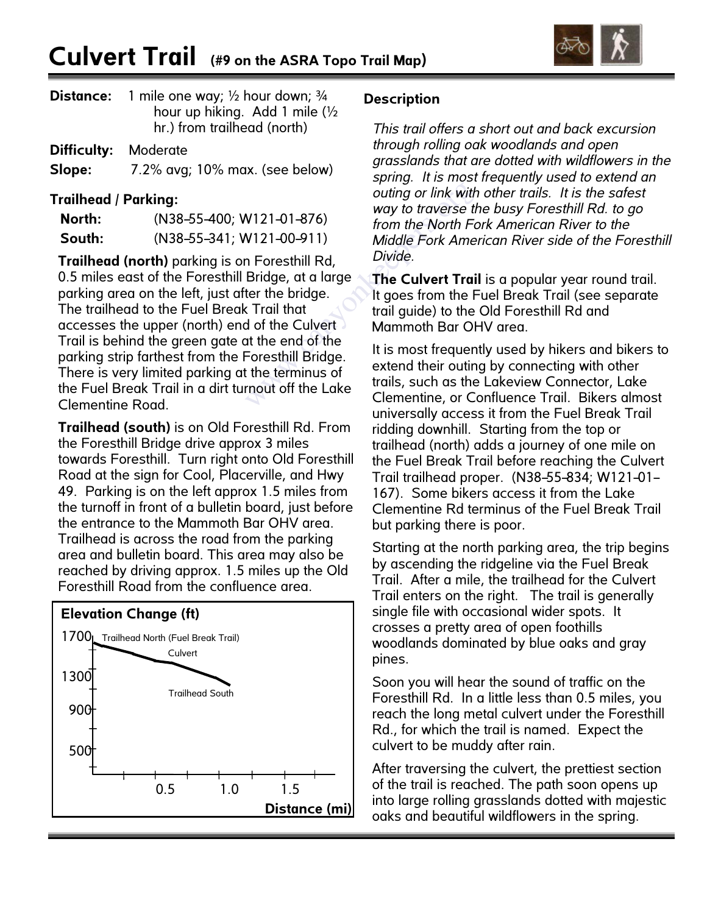// Culvert Trail (#9 on the ASRA Topo Trail Map)

# Culvert Trail (#9 on the ASRA Topo Trail Map)

**Distance:** 1 mile one way; ½ hour down; ¾ hour up hiking. Add 1 mile (½ hr.) from trailhead (north)

**Difficulty:** Moderate

**Slope:** 7.2% avg; 10% max. (see below)

**Trailhead / Parking:**

**North:** (N38-55-400; W121-01-876)

**South:** (N38-55-341; W121-00-911)

**Trailhead (north)** parking is on Foresthill Rd, 0.5 miles east of the Foresthill Bridge, at a large parking area on the left, just after the bridge. The trailhead to the Fuel Break Trail that accesses the upper (north) end of the Culvert Trail is behind the green gate at the end of the parking strip farthest from the Foresthill Bridge. There is very limited parking at the terminus of the Fuel Break Trail in a dirt turnout off the Lake Clementine Road.

**Trailhead (south)** is on Old Foresthill Rd. From the Foresthill Bridge drive approx 3 miles towards Foresthill. Turn right onto Old Foresthill Road at the sign for Cool, Placerville, and Hwy 49. Parking is on the left approx 1.5 miles from the turnoff in front of a bulletin board, just before the entrance to the Mammoth Bar OHV area. Trailhead is across the road from the parking area and bulletin board. This area may also be reached by driving approx. 1.5 miles up the Old Foresthill Road from the confluence area.

**Elevation Change (ft)**

Trailhead North (Fuel Break Trail) — Culvert — Trailhead South

Elevation (ft): 500, 900, 1300, 1700; Distance (mi): 0.5, 1.0, 1.5

## Description

*This trail offers a short out and back excursion through rolling oak woodlands and open grasslands that are dotted with wildflowers in the spring. It is most frequently used to extend an outing or link with other trails. It is the safest way to traverse the busy Foresthill Rd. to go from the North Fork American River to the Middle Fork American River side of the Foresthill Divide.*

**The Culvert Trail** is a popular year round trail. It goes from the Fuel Break Trail (see separate trail guide) to the Old Foresthill Rd and Mammoth Bar OHV area.

It is most frequently used by hikers and bikers to extend their outing by connecting with other trails, such as the Lakeview Connector, Lake Clementine, or Confluence Trail. Bikers almost universally access it from the Fuel Break Trail ridding downhill. Starting from the top or trailhead (north) adds a journey of one mile on the Fuel Break Trail before reaching the Culvert Trail trailhead proper. (N38-55-834; W121-01-167). Some bikers access it from the Lake Clementine Rd terminus of the Fuel Break Trail but parking there is poor.

Starting at the north parking area, the trip begins by ascending the ridgeline via the Fuel Break Trail. After a mile, the trailhead for the Culvert Trail enters on the right. The trail is generally single file with occasional wider spots. It crosses a pretty area of open foothills woodlands dominated by blue oaks and gray pines.

Soon you will hear the sound of traffic on the Foresthill Rd. In a little less than 0.5 miles, you reach the long metal culvert under the Foresthill Rd., for which the trail is named. Expect the culvert to be muddy after rain.

After traversing the culvert, the prettiest section of the trail is reached. The path soon opens up into large rolling grasslands dotted with majestic oaks and beautiful wildflowers in the spring.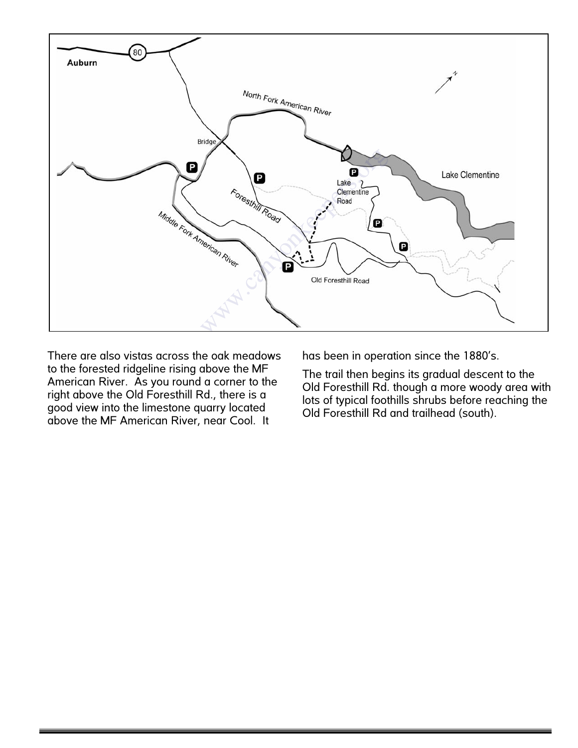There are also vistas across the oak meadows to the forested ridgeline rising above the MF American River. As you round a corner to the right above the Old Foresthill Rd., there is a good view into the limestone quarry located above the MF American River, near Cool. It has been in operation since the 1880's.

The trail then begins its gradual descent to the Old Foresthill Rd. though a more woody area with lots of typical foothills shrubs before reaching the Old Foresthill Rd and trailhead (south).